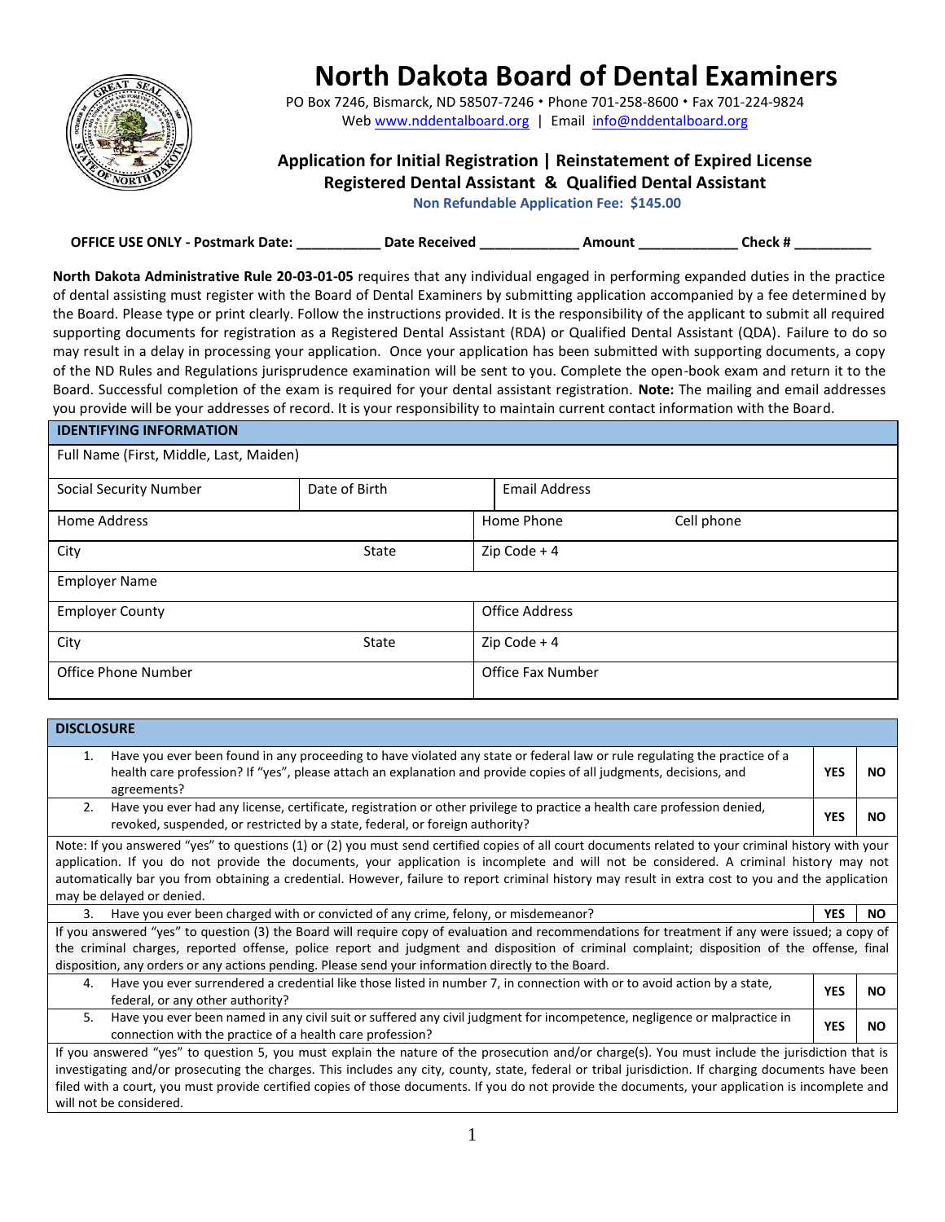# North Dakota Board of Dental Examiners

PO Box 7246, Bismarck, ND 58507-7246 • Phone 701-258-8600 • Fax 701-224-9824
Web www.nddentalboard.org | Email info@nddentalboard.org

## Application for Initial Registration | Reinstatement of Expired License
## Registered Dental Assistant & Qualified Dental Assistant

**Non Refundable Application Fee: $145.00**

**OFFICE USE ONLY - Postmark Date: ___________ Date Received _____________ Amount _____________ Check # __________**

**North Dakota Administrative Rule 20-03-01-05** requires that any individual engaged in performing expanded duties in the practice of dental assisting must register with the Board of Dental Examiners by submitting application accompanied by a fee determined by the Board. Please type or print clearly. Follow the instructions provided. It is the responsibility of the applicant to submit all required supporting documents for registration as a Registered Dental Assistant (RDA) or Qualified Dental Assistant (QDA). Failure to do so may result in a delay in processing your application. Once your application has been submitted with supporting documents, a copy of the ND Rules and Regulations jurisprudence examination will be sent to you. Complete the open-book exam and return it to the Board. Successful completion of the exam is required for your dental assistant registration. **Note:** The mailing and email addresses you provide will be your addresses of record. It is your responsibility to maintain current contact information with the Board.

| IDENTIFYING INFORMATION | | | |
|---|---|---|---|
| Full Name (First, Middle, Last, Maiden) | | | |
| Social Security Number | Date of Birth | Email Address | |
| Home Address | | Home Phone | Cell phone |
| City | State | Zip Code + 4 | |
| Employer Name | | | |
| Employer County | | Office Address | |
| City | State | Zip Code + 4 | |
| Office Phone Number | | Office Fax Number | |

| DISCLOSURE | | |
|---|---|---|
| 1. Have you ever been found in any proceeding to have violated any state or federal law or rule regulating the practice of a health care profession? If "yes", please attach an explanation and provide copies of all judgments, decisions, and agreements? | YES | NO |
| 2. Have you ever had any license, certificate, registration or other privilege to practice a health care profession denied, revoked, suspended, or restricted by a state, federal, or foreign authority? | YES | NO |
| Note: If you answered "yes" to questions (1) or (2) you must send certified copies of all court documents related to your criminal history with your application. If you do not provide the documents, your application is incomplete and will not be considered. A criminal history may not automatically bar you from obtaining a credential. However, failure to report criminal history may result in extra cost to you and the application may be delayed or denied. | | |
| 3. Have you ever been charged with or convicted of any crime, felony, or misdemeanor? | YES | NO |
| If you answered "yes" to question (3) the Board will require copy of evaluation and recommendations for treatment if any were issued; a copy of the criminal charges, reported offense, police report and judgment and disposition of criminal complaint; disposition of the offense, final disposition, any orders or any actions pending. Please send your information directly to the Board. | | |
| 4. Have you ever surrendered a credential like those listed in number 7, in connection with or to avoid action by a state, federal, or any other authority? | YES | NO |
| 5. Have you ever been named in any civil suit or suffered any civil judgment for incompetence, negligence or malpractice in connection with the practice of a health care profession? | YES | NO |
| If you answered "yes" to question 5, you must explain the nature of the prosecution and/or charge(s). You must include the jurisdiction that is investigating and/or prosecuting the charges. This includes any city, county, state, federal or tribal jurisdiction. If charging documents have been filed with a court, you must provide certified copies of those documents. If you do not provide the documents, your application is incomplete and will not be considered. | | |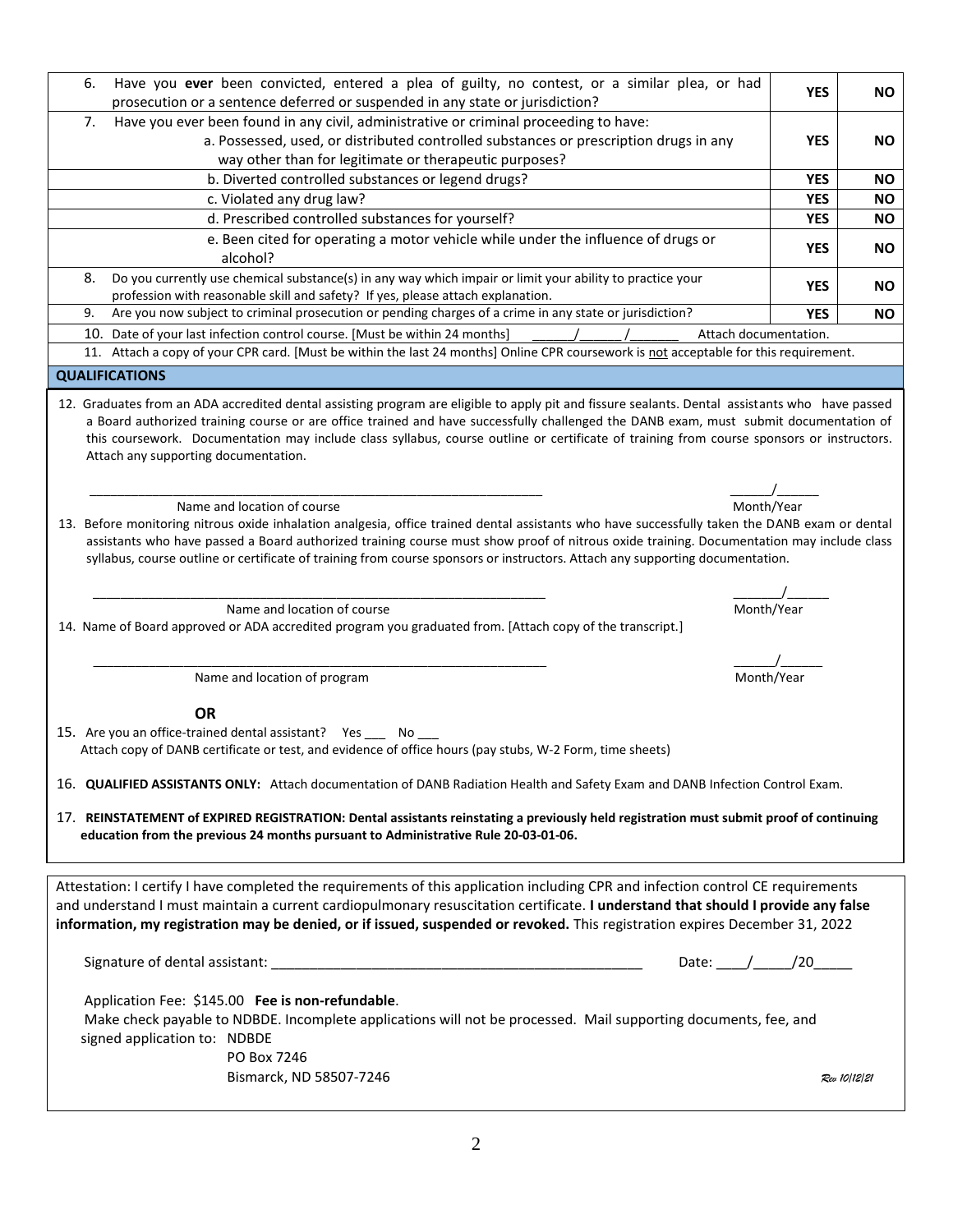| | | |
|---|---|---|
| 6. Have you **ever** been convicted, entered a plea of guilty, no contest, or a similar plea, or had prosecution or a sentence deferred or suspended in any state or jurisdiction? | **YES** | **NO** |
| 7. Have you ever been found in any civil, administrative or criminal proceeding to have: a. Possessed, used, or distributed controlled substances or prescription drugs in any way other than for legitimate or therapeutic purposes? | **YES** | **NO** |
| b. Diverted controlled substances or legend drugs? | **YES** | **NO** |
| c. Violated any drug law? | **YES** | **NO** |
| d. Prescribed controlled substances for yourself? | **YES** | **NO** |
| e. Been cited for operating a motor vehicle while under the influence of drugs or alcohol? | **YES** | **NO** |
| 8. Do you currently use chemical substance(s) in any way which impair or limit your ability to practice your profession with reasonable skill and safety? If yes, please attach explanation. | **YES** | **NO** |
| 9. Are you now subject to criminal prosecution or pending charges of a crime in any state or jurisdiction? | **YES** | **NO** |

10. Date of your last infection control course. [Must be within 24 months] ______/______ /_______ Attach documentation.

11. Attach a copy of your CPR card. [Must be within the last 24 months] Online CPR coursework is not acceptable for this requirement.

## QUALIFICATIONS

12. Graduates from an ADA accredited dental assisting program are eligible to apply pit and fissure sealants. Dental assistants who have passed a Board authorized training course or are office trained and have successfully challenged the DANB exam, must submit documentation of this coursework. Documentation may include class syllabus, course outline or certificate of training from course sponsors or instructors. Attach any supporting documentation.

_____________________________________________ ______/______

Name and location of course Month/Year

13. Before monitoring nitrous oxide inhalation analgesia, office trained dental assistants who have successfully taken the DANB exam or dental assistants who have passed a Board authorized training course must show proof of nitrous oxide training. Documentation may include class syllabus, course outline or certificate of training from course sponsors or instructors. Attach any supporting documentation.

_____________________________________________ _______/______

Name and location of course Month/Year

14. Name of Board approved or ADA accredited program you graduated from. [Attach copy of the transcript.]

_____________________________________________ ______/______

Name and location of program Month/Year

**OR**

15. Are you an office-trained dental assistant? Yes ___ No ___
Attach copy of DANB certificate or test, and evidence of office hours (pay stubs, W-2 Form, time sheets)

16. **QUALIFIED ASSISTANTS ONLY:** Attach documentation of DANB Radiation Health and Safety Exam and DANB Infection Control Exam.

17. **REINSTATEMENT of EXPIRED REGISTRATION: Dental assistants reinstating a previously held registration must submit proof of continuing education from the previous 24 months pursuant to Administrative Rule 20-03-01-06.**

Attestation: I certify I have completed the requirements of this application including CPR and infection control CE requirements and understand I must maintain a current cardiopulmonary resuscitation certificate. **I understand that should I provide any false information, my registration may be denied, or if issued, suspended or revoked.** This registration expires December 31, 2022

Signature of dental assistant: _______________________________________ Date: ____/_____/20_____

Application Fee: $145.00 **Fee is non-refundable**.
Make check payable to NDBDE. Incomplete applications will not be processed. Mail supporting documents, fee, and signed application to: NDBDE
PO Box 7246
Bismarck, ND 58507-7246

*Rev 10/12/21*